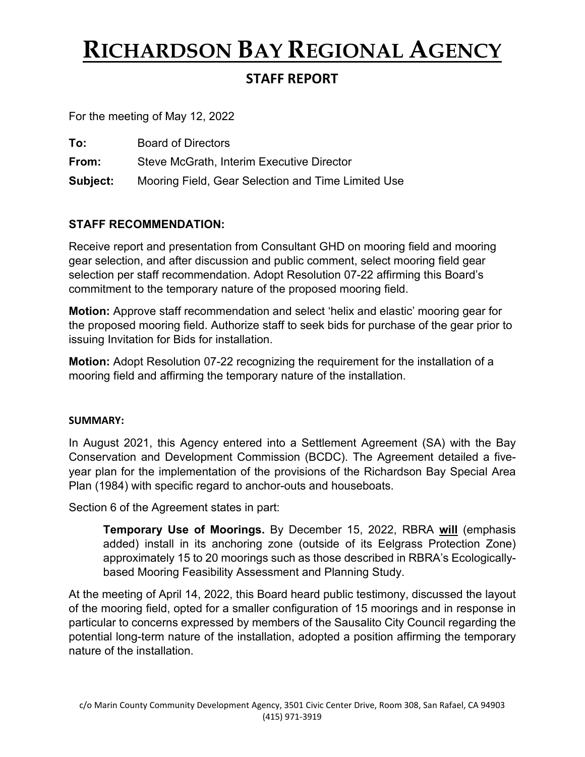# RICHARDSON BAY REGIONAL AGENCY

## STAFF REPORT

For the meeting of May 12, 2022

**To:** Board of Directors

**From:** Steve McGrath, Interim Executive Director

**Subject:** Mooring Field, Gear Selection and Time Limited Use

### STAFF RECOMMENDATION:

Receive report and presentation from Consultant GHD on mooring field and mooring gear selection, and after discussion and public comment, select mooring field gear selection per staff recommendation. Adopt Resolution 07-22 affirming this Board's commitment to the temporary nature of the proposed mooring field.

**Motion:** Approve staff recommendation and select 'helix and elastic' mooring gear for the proposed mooring field. Authorize staff to seek bids for purchase of the gear prior to issuing Invitation for Bids for installation.

**Motion:** Adopt Resolution 07-22 recognizing the requirement for the installation of a mooring field and affirming the temporary nature of the installation.

### SUMMARY:

In August 2021, this Agency entered into a Settlement Agreement (SA) with the Bay Conservation and Development Commission (BCDC). The Agreement detailed a five-year plan for the implementation of the provisions of the Richardson Bay Special Area Plan (1984) with specific regard to anchor-outs and houseboats.

Section 6 of the Agreement states in part:

> **Temporary Use of Moorings.** By December 15, 2022, RBRA **will** (emphasis added) install in its anchoring zone (outside of its Eelgrass Protection Zone) approximately 15 to 20 moorings such as those described in RBRA's Ecologically-based Mooring Feasibility Assessment and Planning Study.

At the meeting of April 14, 2022, this Board heard public testimony, discussed the layout of the mooring field, opted for a smaller configuration of 15 moorings and in response in particular to concerns expressed by members of the Sausalito City Council regarding the potential long-term nature of the installation, adopted a position affirming the temporary nature of the installation.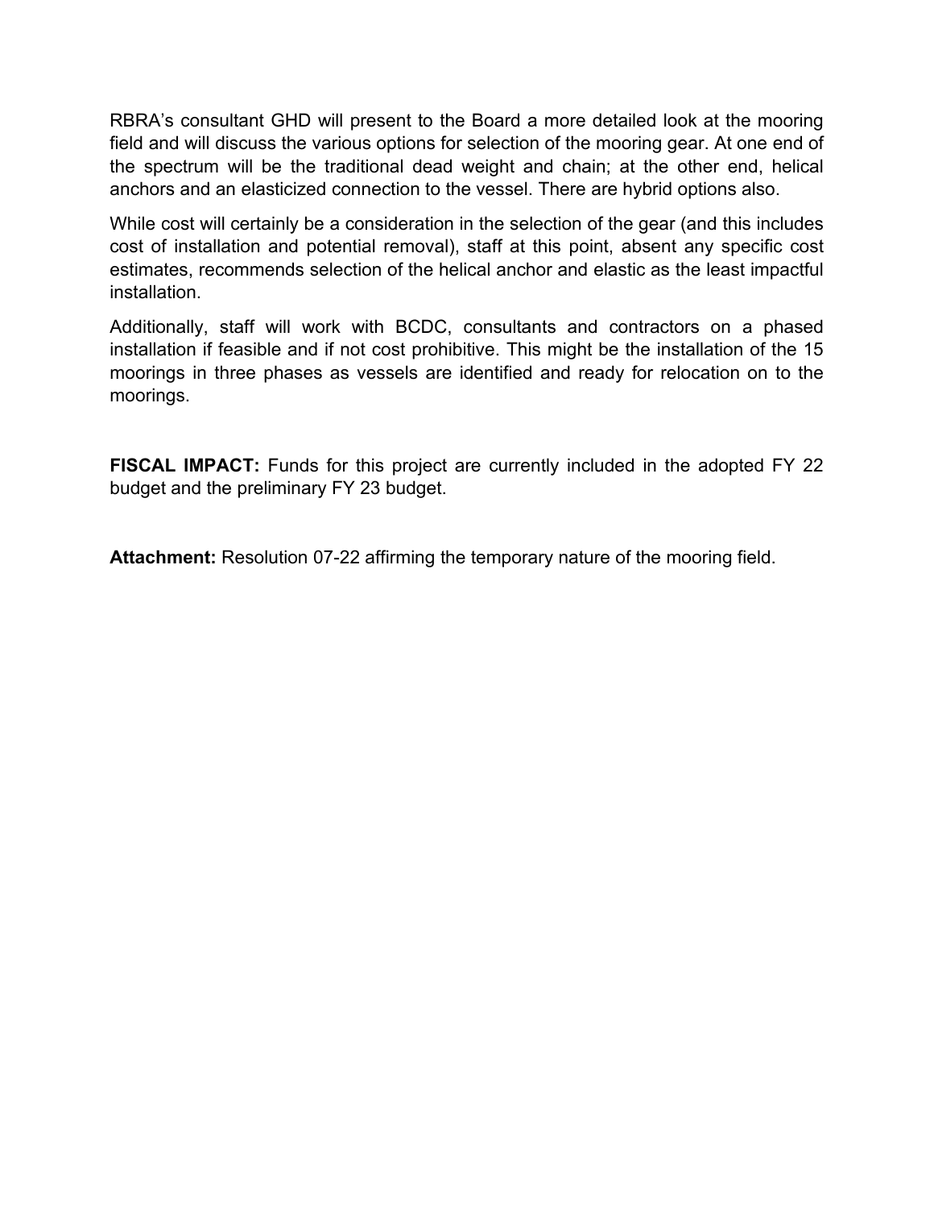RBRA's consultant GHD will present to the Board a more detailed look at the mooring field and will discuss the various options for selection of the mooring gear. At one end of the spectrum will be the traditional dead weight and chain; at the other end, helical anchors and an elasticized connection to the vessel. There are hybrid options also.

While cost will certainly be a consideration in the selection of the gear (and this includes cost of installation and potential removal), staff at this point, absent any specific cost estimates, recommends selection of the helical anchor and elastic as the least impactful installation.

Additionally, staff will work with BCDC, consultants and contractors on a phased installation if feasible and if not cost prohibitive. This might be the installation of the 15 moorings in three phases as vessels are identified and ready for relocation on to the moorings.

**FISCAL IMPACT:** Funds for this project are currently included in the adopted FY 22 budget and the preliminary FY 23 budget.

**Attachment:** Resolution 07-22 affirming the temporary nature of the mooring field.